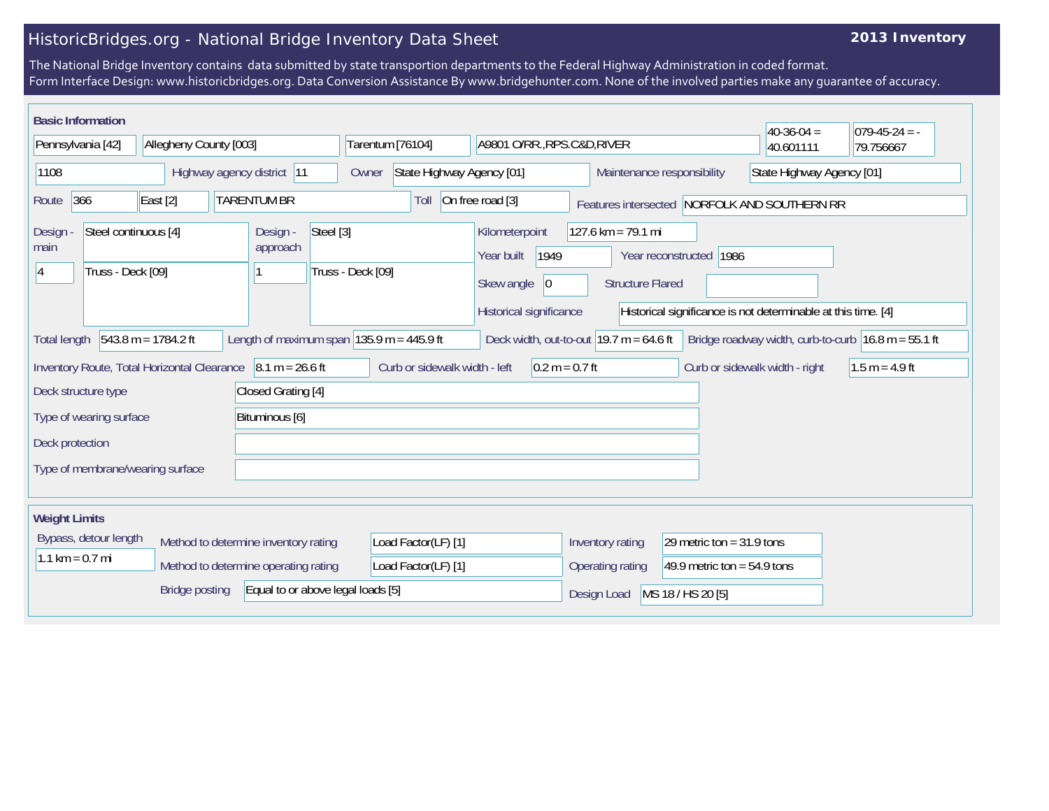# HistoricBridges.org - National Bridge Inventory Data Sheet

**2013 Inventory**

The National Bridge Inventory contains data submitted by state transportion departments to the Federal Highway Administration in coded format.
Form Interface Design: www.historicbridges.org. Data Conversion Assistance By www.bridgehunter.com. None of the involved parties make any guarantee of accuracy.

## Basic Information

| | |
|---|---|
| State | Pennsylvania [42] |
| County | Allegheny County [003] |
| Place | Tarentum [76104] |
| Location | A9801 O/RR.,RPS.C&D,RIVER |
| Latitude | 40-36-04 = 40.601111 |
| Longitude | 079-45-24 = -79.756667 |
| Structure Number | 1108 |
| Highway agency district | 11 |
| Owner | State Highway Agency [01] |
| Maintenance responsibility | State Highway Agency [01] |
| Route | 366 |
| Direction | East [2] |
| Facility carried | TARENTUM BR |
| Toll | On free road [3] |
| Features intersected | NORFOLK AND SOUTHERN RR |
| Design - main | Steel continuous [4] |
| Design - main (number of spans) | 4 |
| Design - main (type) | Truss - Deck [09] |
| Design - approach | Steel [3] |
| Design - approach (number of spans) | 1 |
| Design - approach (type) | Truss - Deck [09] |
| Kilometerpoint | 127.6 km = 79.1 mi |
| Year built | 1949 |
| Year reconstructed | 1986 |
| Skew angle | 0 |
| Structure Flared | |
| Historical significance | Historical significance is not determinable at this time. [4] |
| Total length | 543.8 m = 1784.2 ft |
| Length of maximum span | 135.9 m = 445.9 ft |
| Deck width, out-to-out | 19.7 m = 64.6 ft |
| Bridge roadway width, curb-to-curb | 16.8 m = 55.1 ft |
| Inventory Route, Total Horizontal Clearance | 8.1 m = 26.6 ft |
| Curb or sidewalk width - left | 0.2 m = 0.7 ft |
| Curb or sidewalk width - right | 1.5 m = 4.9 ft |
| Deck structure type | Closed Grating [4] |
| Type of wearing surface | Bituminous [6] |
| Deck protection | |
| Type of membrane/wearing surface | |

## Weight Limits

| | |
|---|---|
| Bypass, detour length | 1.1 km = 0.7 mi |
| Method to determine inventory rating | Load Factor(LF) [1] |
| Method to determine operating rating | Load Factor(LF) [1] |
| Bridge posting | Equal to or above legal loads [5] |
| Inventory rating | 29 metric ton = 31.9 tons |
| Operating rating | 49.9 metric ton = 54.9 tons |
| Design Load | MS 18 / HS 20 [5] |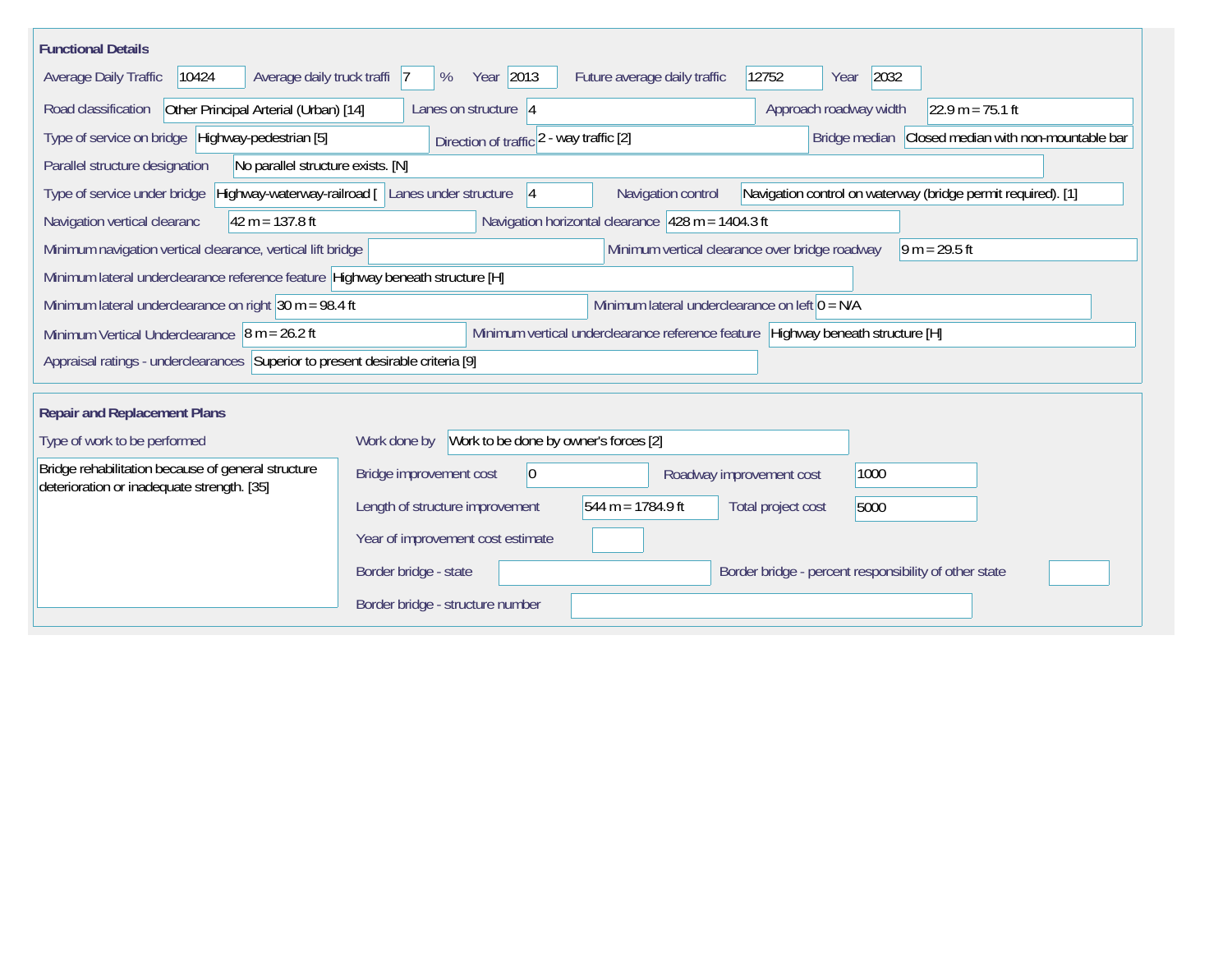## Functional Details

| Field | Value |
|---|---|
| Average Daily Traffic | 10424 |
| Average daily truck traffi | 7 % |
| Year | 2013 |
| Future average daily traffic | 12752 |
| Year | 2032 |
| Road classification | Other Principal Arterial (Urban) [14] |
| Lanes on structure | 4 |
| Approach roadway width | 22.9 m = 75.1 ft |
| Type of service on bridge | Highway-pedestrian [5] |
| Direction of traffic | 2 - way traffic [2] |
| Bridge median | Closed median with non-mountable bar |
| Parallel structure designation | No parallel structure exists. [N] |
| Type of service under bridge | Highway-waterway-railroad [ |
| Lanes under structure | 4 |
| Navigation control | Navigation control on waterway (bridge permit required). [1] |
| Navigation vertical clearanc | 42 m = 137.8 ft |
| Navigation horizontal clearance | 428 m = 1404.3 ft |
| Minimum navigation vertical clearance, vertical lift bridge | |
| Minimum vertical clearance over bridge roadway | 9 m = 29.5 ft |
| Minimum lateral underclearance reference feature | Highway beneath structure [H] |
| Minimum lateral underclearance on right | 30 m = 98.4 ft |
| Minimum lateral underclearance on left | 0 = N/A |
| Minimum Vertical Underclearance | 8 m = 26.2 ft |
| Minimum vertical underclearance reference feature | Highway beneath structure [H] |
| Appraisal ratings - underclearances | Superior to present desirable criteria [9] |

## Repair and Replacement Plans

| Field | Value |
|---|---|
| Type of work to be performed | Bridge rehabilitation because of general structure deterioration or inadequate strength. [35] |
| Work done by | Work to be done by owner's forces [2] |
| Bridge improvement cost | 0 |
| Roadway improvement cost | 1000 |
| Length of structure improvement | 544 m = 1784.9 ft |
| Total project cost | 5000 |
| Year of improvement cost estimate | |
| Border bridge - state | |
| Border bridge - percent responsibility of other state | |
| Border bridge - structure number | |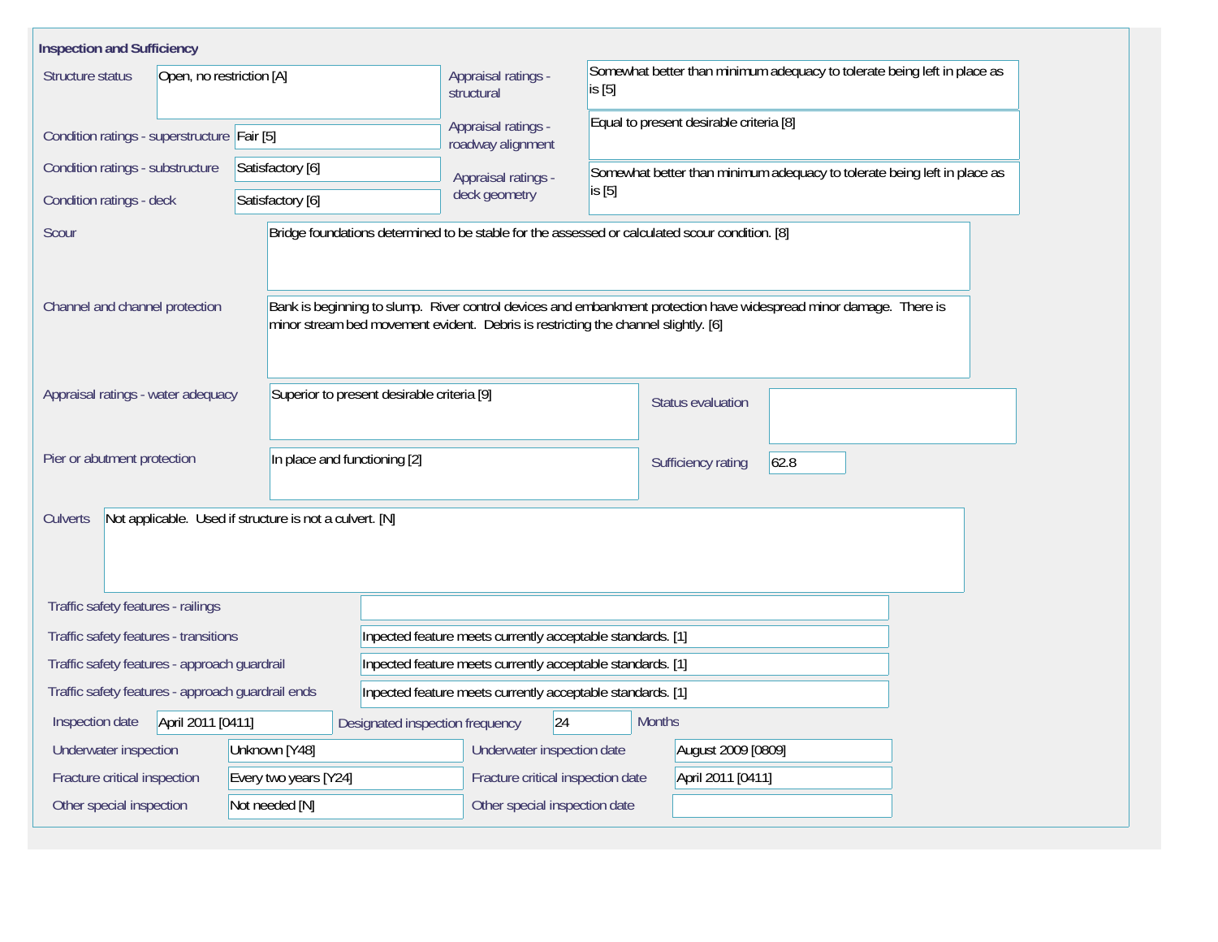## Inspection and Sufficiency

| Field | Value |
|---|---|
| Structure status | Open, no restriction [A] |
| Condition ratings - superstructure | Fair [5] |
| Condition ratings - substructure | Satisfactory [6] |
| Condition ratings - deck | Satisfactory [6] |
| Appraisal ratings - structural | Somewhat better than minimum adequacy to tolerate being left in place as is [5] |
| Appraisal ratings - roadway alignment | Equal to present desirable criteria [8] |
| Appraisal ratings - deck geometry | Somewhat better than minimum adequacy to tolerate being left in place as is [5] |
| Scour | Bridge foundations determined to be stable for the assessed or calculated scour condition. [8] |
| Channel and channel protection | Bank is beginning to slump. River control devices and embankment protection have widespread minor damage. There is minor stream bed movement evident. Debris is restricting the channel slightly. [6] |
| Appraisal ratings - water adequacy | Superior to present desirable criteria [9] |
| Status evaluation | |
| Pier or abutment protection | In place and functioning [2] |
| Sufficiency rating | 62.8 |
| Culverts | Not applicable. Used if structure is not a culvert. [N] |
| Traffic safety features - railings | |
| Traffic safety features - transitions | Inpected feature meets currently acceptable standards. [1] |
| Traffic safety features - approach guardrail | Inpected feature meets currently acceptable standards. [1] |
| Traffic safety features - approach guardrail ends | Inpected feature meets currently acceptable standards. [1] |
| Inspection date | April 2011 [0411] |
| Designated inspection frequency | 24 Months |
| Underwater inspection | Unknown [Y48] |
| Underwater inspection date | August 2009 [0809] |
| Fracture critical inspection | Every two years [Y24] |
| Fracture critical inspection date | April 2011 [0411] |
| Other special inspection | Not needed [N] |
| Other special inspection date | |